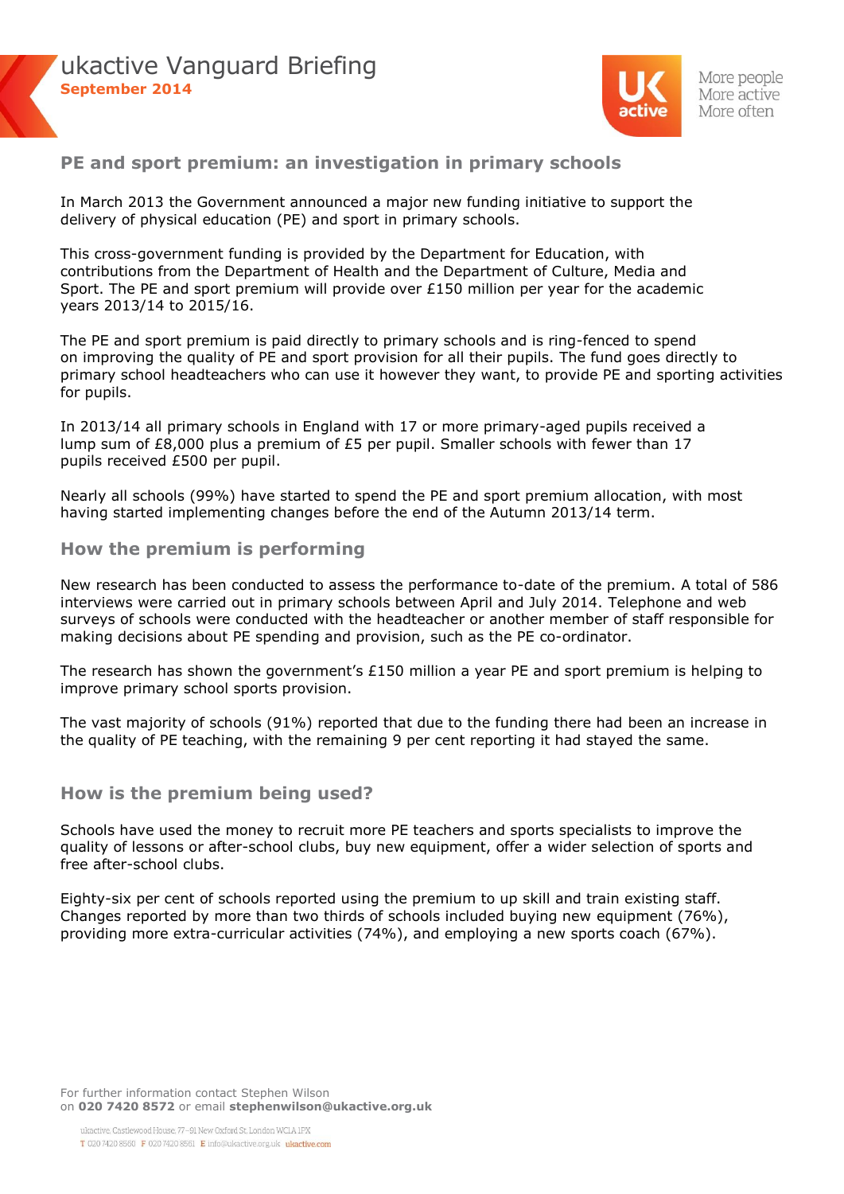# ukactive Vanguard Briefing

**September 2014**

More people
More active
More often

## PE and sport premium: an investigation in primary schools

In March 2013 the Government announced a major new funding initiative to support the delivery of physical education (PE) and sport in primary schools.

This cross-government funding is provided by the Department for Education, with contributions from the Department of Health and the Department of Culture, Media and Sport. The PE and sport premium will provide over £150 million per year for the academic years 2013/14 to 2015/16.

The PE and sport premium is paid directly to primary schools and is ring-fenced to spend on improving the quality of PE and sport provision for all their pupils. The fund goes directly to primary school headteachers who can use it however they want, to provide PE and sporting activities for pupils.

In 2013/14 all primary schools in England with 17 or more primary-aged pupils received a lump sum of £8,000 plus a premium of £5 per pupil. Smaller schools with fewer than 17 pupils received £500 per pupil.

Nearly all schools (99%) have started to spend the PE and sport premium allocation, with most having started implementing changes before the end of the Autumn 2013/14 term.

## How the premium is performing

New research has been conducted to assess the performance to-date of the premium. A total of 586 interviews were carried out in primary schools between April and July 2014. Telephone and web surveys of schools were conducted with the headteacher or another member of staff responsible for making decisions about PE spending and provision, such as the PE co-ordinator.

The research has shown the government's £150 million a year PE and sport premium is helping to improve primary school sports provision.

The vast majority of schools (91%) reported that due to the funding there had been an increase in the quality of PE teaching, with the remaining 9 per cent reporting it had stayed the same.

## How is the premium being used?

Schools have used the money to recruit more PE teachers and sports specialists to improve the quality of lessons or after-school clubs, buy new equipment, offer a wider selection of sports and free after-school clubs.

Eighty-six per cent of schools reported using the premium to up skill and train existing staff. Changes reported by more than two thirds of schools included buying new equipment (76%), providing more extra-curricular activities (74%), and employing a new sports coach (67%).

For further information contact Stephen Wilson
on **020 7420 8572** or email **stephenwilson@ukactive.org.uk**

ukactive, Castlewood House, 77-91 New Oxford St, London WC1A 1PX
T 020 7420 8560 F 020 7420 8561 E info@ukactive.org.uk ukactive.com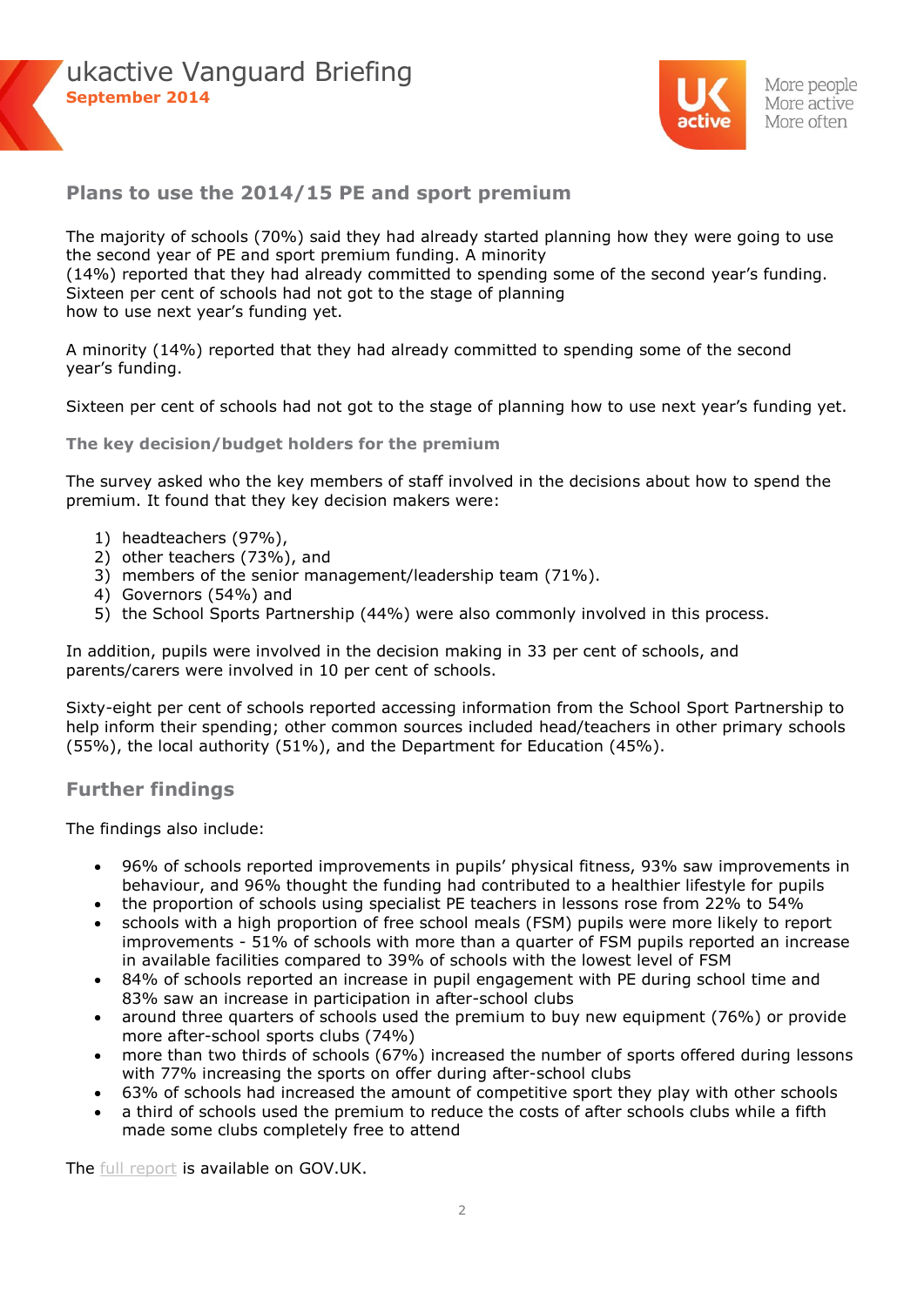## Plans to use the 2014/15 PE and sport premium

The majority of schools (70%) said they had already started planning how they were going to use the second year of PE and sport premium funding. A minority (14%) reported that they had already committed to spending some of the second year's funding. Sixteen per cent of schools had not got to the stage of planning how to use next year's funding yet.

A minority (14%) reported that they had already committed to spending some of the second year's funding.

Sixteen per cent of schools had not got to the stage of planning how to use next year's funding yet.

### The key decision/budget holders for the premium

The survey asked who the key members of staff involved in the decisions about how to spend the premium. It found that they key decision makers were:

1) headteachers (97%),
2) other teachers (73%), and
3) members of the senior management/leadership team (71%).
4) Governors (54%) and
5) the School Sports Partnership (44%) were also commonly involved in this process.

In addition, pupils were involved in the decision making in 33 per cent of schools, and parents/carers were involved in 10 per cent of schools.

Sixty-eight per cent of schools reported accessing information from the School Sport Partnership to help inform their spending; other common sources included head/teachers in other primary schools (55%), the local authority (51%), and the Department for Education (45%).

## Further findings

The findings also include:

- 96% of schools reported improvements in pupils' physical fitness, 93% saw improvements in behaviour, and 96% thought the funding had contributed to a healthier lifestyle for pupils
- the proportion of schools using specialist PE teachers in lessons rose from 22% to 54%
- schools with a high proportion of free school meals (FSM) pupils were more likely to report improvements - 51% of schools with more than a quarter of FSM pupils reported an increase in available facilities compared to 39% of schools with the lowest level of FSM
- 84% of schools reported an increase in pupil engagement with PE during school time and 83% saw an increase in participation in after-school clubs
- around three quarters of schools used the premium to buy new equipment (76%) or provide more after-school sports clubs (74%)
- more than two thirds of schools (67%) increased the number of sports offered during lessons with 77% increasing the sports on offer during after-school clubs
- 63% of schools had increased the amount of competitive sport they play with other schools
- a third of schools used the premium to reduce the costs of after schools clubs while a fifth made some clubs completely free to attend

The full report is available on GOV.UK.